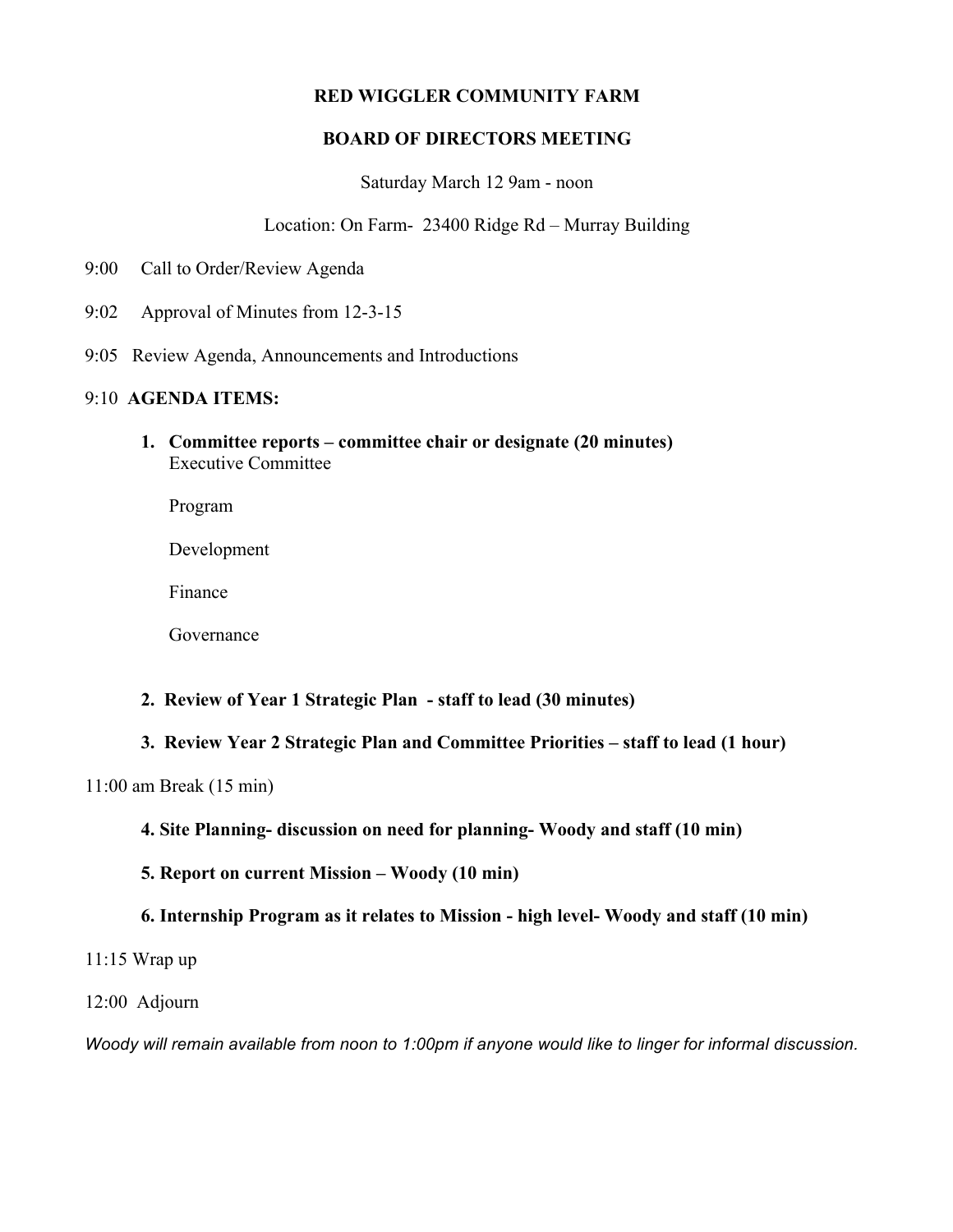**RED WIGGLER COMMUNITY FARM**

**BOARD OF DIRECTORS MEETING**

Saturday March 12 9am - noon

Location: On Farm- 23400 Ridge Rd – Murray Building

9:00 Call to Order/Review Agenda

9:02 Approval of Minutes from 12-3-15

9:05 Review Agenda, Announcements and Introductions

9:10 **AGENDA ITEMS:**

1. **Committee reports – committee chair or designate (20 minutes)**
   Executive Committee

   Program

   Development

   Finance

   Governance

2. **Review of Year 1 Strategic Plan - staff to lead (30 minutes)**

3. **Review Year 2 Strategic Plan and Committee Priorities – staff to lead (1 hour)**

11:00 am Break (15 min)

4. **Site Planning- discussion on need for planning- Woody and staff (10 min)**

5. **Report on current Mission – Woody (10 min)**

6. **Internship Program as it relates to Mission - high level- Woody and staff (10 min)**

11:15 Wrap up

12:00 Adjourn

*Woody will remain available from noon to 1:00pm if anyone would like to linger for informal discussion.*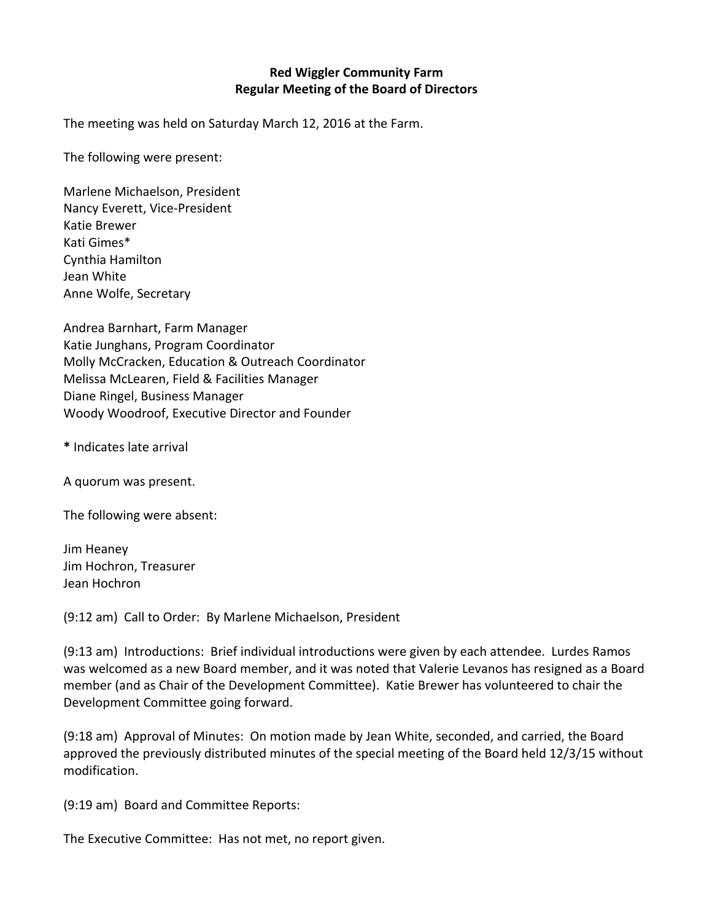**Red Wiggler Community Farm**
**Regular Meeting of the Board of Directors**

The meeting was held on Saturday March 12, 2016 at the Farm.

The following were present:

Marlene Michaelson, President
Nancy Everett, Vice-President
Katie Brewer
Kati Gimes*
Cynthia Hamilton
Jean White
Anne Wolfe, Secretary

Andrea Barnhart, Farm Manager
Katie Junghans, Program Coordinator
Molly McCracken, Education & Outreach Coordinator
Melissa McLearen, Field & Facilities Manager
Diane Ringel, Business Manager
Woody Woodroof, Executive Director and Founder

**\*** Indicates late arrival

A quorum was present.

The following were absent:

Jim Heaney
Jim Hochron, Treasurer
Jean Hochron

(9:12 am) Call to Order: By Marlene Michaelson, President

(9:13 am) Introductions: Brief individual introductions were given by each attendee. Lurdes Ramos was welcomed as a new Board member, and it was noted that Valerie Levanos has resigned as a Board member (and as Chair of the Development Committee). Katie Brewer has volunteered to chair the Development Committee going forward.

(9:18 am) Approval of Minutes: On motion made by Jean White, seconded, and carried, the Board approved the previously distributed minutes of the special meeting of the Board held 12/3/15 without modification.

(9:19 am) Board and Committee Reports:

The Executive Committee: Has not met, no report given.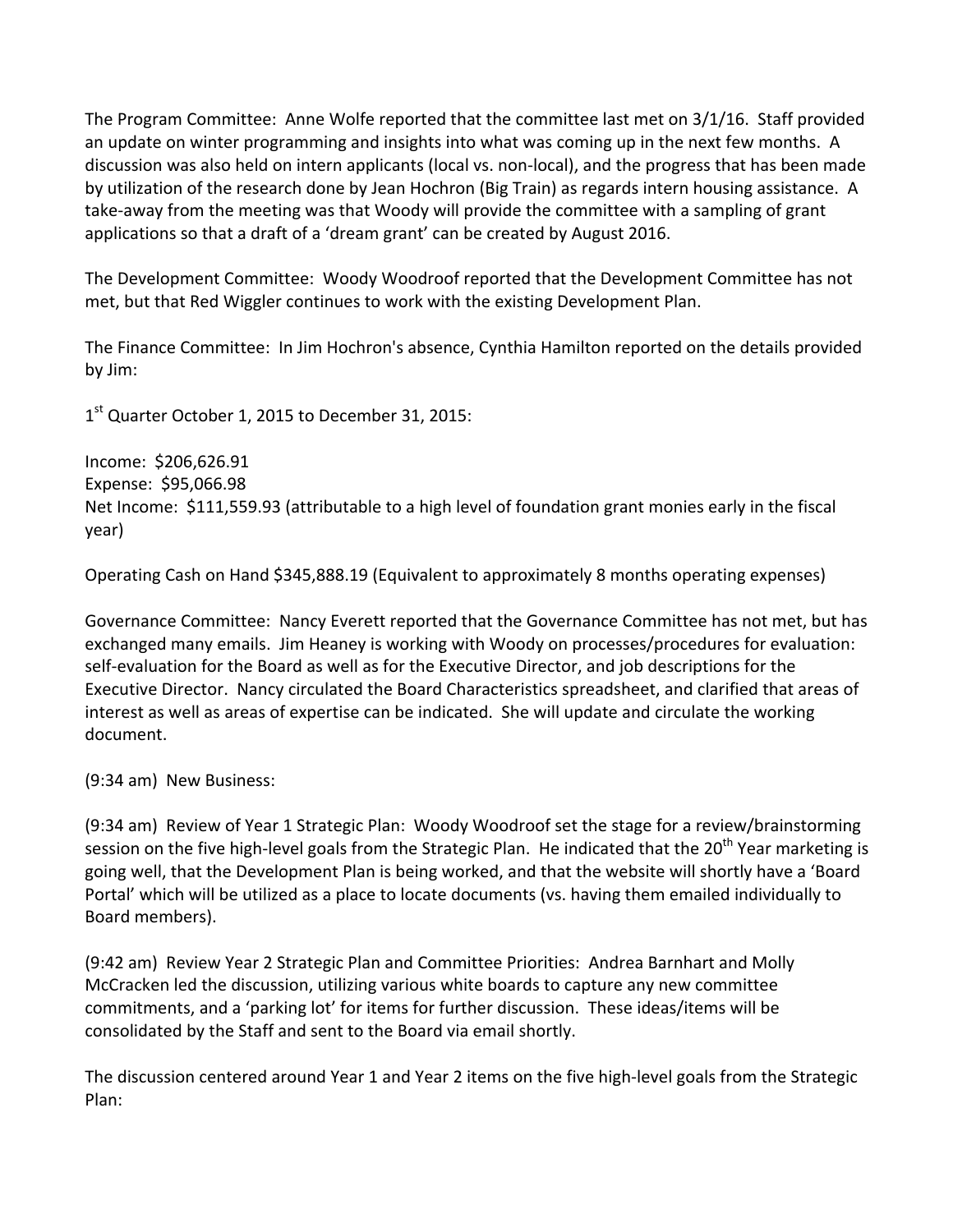The Program Committee: Anne Wolfe reported that the committee last met on 3/1/16. Staff provided an update on winter programming and insights into what was coming up in the next few months. A discussion was also held on intern applicants (local vs. non-local), and the progress that has been made by utilization of the research done by Jean Hochron (Big Train) as regards intern housing assistance. A take-away from the meeting was that Woody will provide the committee with a sampling of grant applications so that a draft of a 'dream grant' can be created by August 2016.

The Development Committee: Woody Woodroof reported that the Development Committee has not met, but that Red Wiggler continues to work with the existing Development Plan.

The Finance Committee: In Jim Hochron's absence, Cynthia Hamilton reported on the details provided by Jim:

1st Quarter October 1, 2015 to December 31, 2015:

Income: $206,626.91
Expense: $95,066.98
Net Income: $111,559.93 (attributable to a high level of foundation grant monies early in the fiscal year)

Operating Cash on Hand $345,888.19 (Equivalent to approximately 8 months operating expenses)

Governance Committee: Nancy Everett reported that the Governance Committee has not met, but has exchanged many emails. Jim Heaney is working with Woody on processes/procedures for evaluation: self-evaluation for the Board as well as for the Executive Director, and job descriptions for the Executive Director. Nancy circulated the Board Characteristics spreadsheet, and clarified that areas of interest as well as areas of expertise can be indicated. She will update and circulate the working document.

(9:34 am) New Business:

(9:34 am) Review of Year 1 Strategic Plan: Woody Woodroof set the stage for a review/brainstorming session on the five high-level goals from the Strategic Plan. He indicated that the 20th Year marketing is going well, that the Development Plan is being worked, and that the website will shortly have a 'Board Portal' which will be utilized as a place to locate documents (vs. having them emailed individually to Board members).

(9:42 am) Review Year 2 Strategic Plan and Committee Priorities: Andrea Barnhart and Molly McCracken led the discussion, utilizing various white boards to capture any new committee commitments, and a 'parking lot' for items for further discussion. These ideas/items will be consolidated by the Staff and sent to the Board via email shortly.

The discussion centered around Year 1 and Year 2 items on the five high-level goals from the Strategic Plan: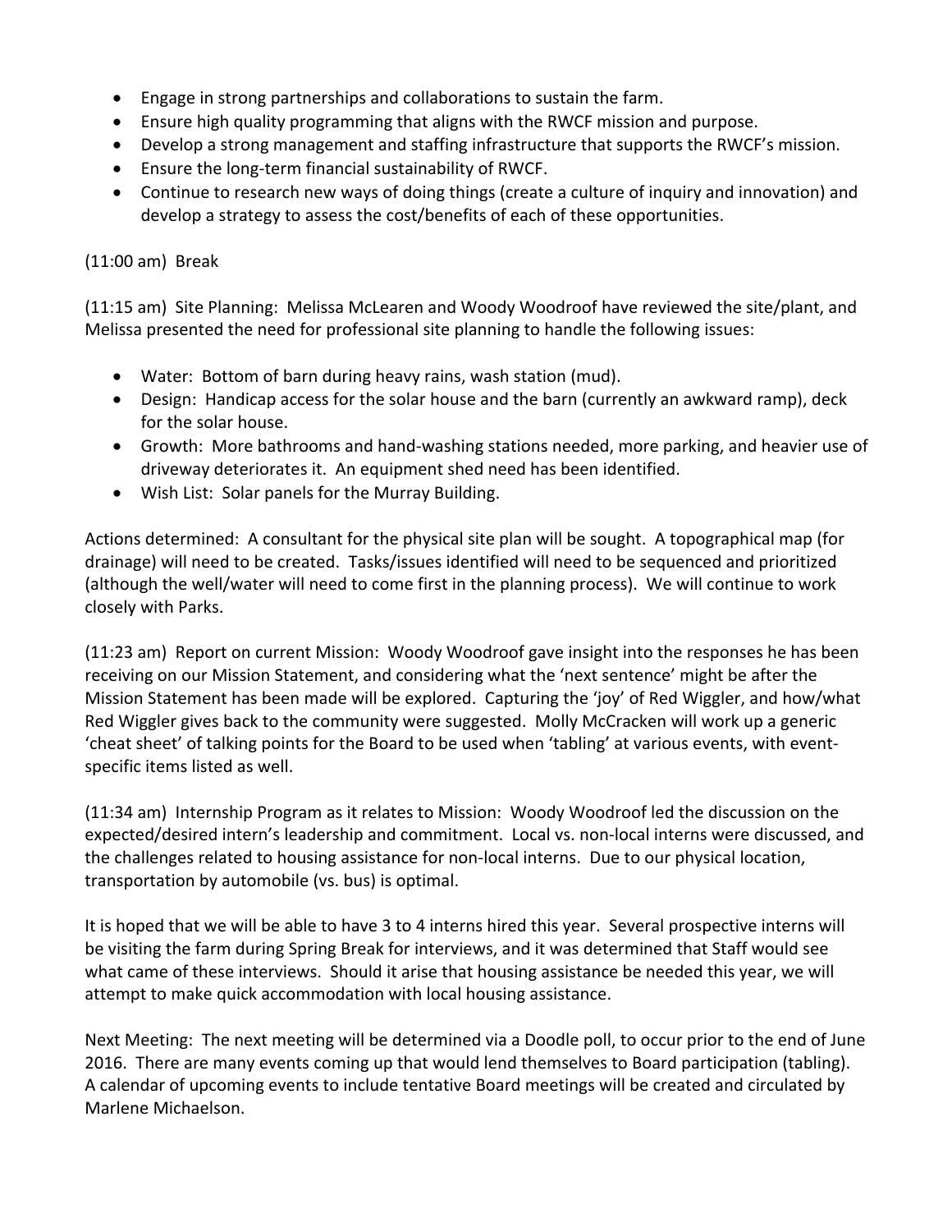- Engage in strong partnerships and collaborations to sustain the farm.
- Ensure high quality programming that aligns with the RWCF mission and purpose.
- Develop a strong management and staffing infrastructure that supports the RWCF's mission.
- Ensure the long-term financial sustainability of RWCF.
- Continue to research new ways of doing things (create a culture of inquiry and innovation) and develop a strategy to assess the cost/benefits of each of these opportunities.

(11:00 am) Break

(11:15 am) Site Planning: Melissa McLearen and Woody Woodroof have reviewed the site/plant, and Melissa presented the need for professional site planning to handle the following issues:

- Water: Bottom of barn during heavy rains, wash station (mud).
- Design: Handicap access for the solar house and the barn (currently an awkward ramp), deck for the solar house.
- Growth: More bathrooms and hand-washing stations needed, more parking, and heavier use of driveway deteriorates it. An equipment shed need has been identified.
- Wish List: Solar panels for the Murray Building.

Actions determined: A consultant for the physical site plan will be sought. A topographical map (for drainage) will need to be created. Tasks/issues identified will need to be sequenced and prioritized (although the well/water will need to come first in the planning process). We will continue to work closely with Parks.

(11:23 am) Report on current Mission: Woody Woodroof gave insight into the responses he has been receiving on our Mission Statement, and considering what the 'next sentence' might be after the Mission Statement has been made will be explored. Capturing the 'joy' of Red Wiggler, and how/what Red Wiggler gives back to the community were suggested. Molly McCracken will work up a generic 'cheat sheet' of talking points for the Board to be used when 'tabling' at various events, with event-specific items listed as well.

(11:34 am) Internship Program as it relates to Mission: Woody Woodroof led the discussion on the expected/desired intern's leadership and commitment. Local vs. non-local interns were discussed, and the challenges related to housing assistance for non-local interns. Due to our physical location, transportation by automobile (vs. bus) is optimal.

It is hoped that we will be able to have 3 to 4 interns hired this year. Several prospective interns will be visiting the farm during Spring Break for interviews, and it was determined that Staff would see what came of these interviews. Should it arise that housing assistance be needed this year, we will attempt to make quick accommodation with local housing assistance.

Next Meeting: The next meeting will be determined via a Doodle poll, to occur prior to the end of June 2016. There are many events coming up that would lend themselves to Board participation (tabling). A calendar of upcoming events to include tentative Board meetings will be created and circulated by Marlene Michaelson.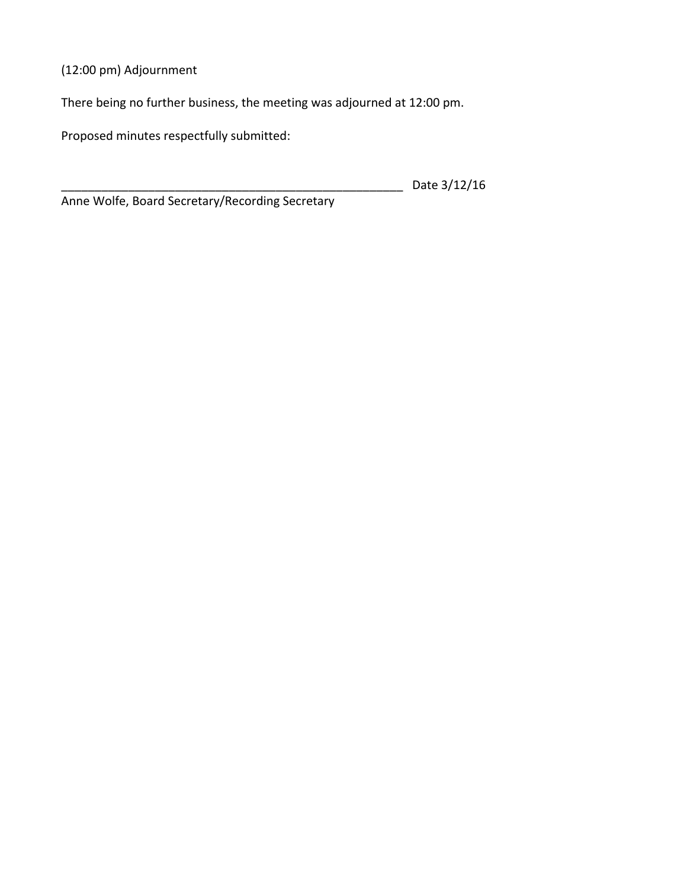(12:00 pm) Adjournment

There being no further business, the meeting was adjourned at 12:00 pm.

Proposed minutes respectfully submitted:

_____________________________________________________ Date 3/12/16

Anne Wolfe, Board Secretary/Recording Secretary